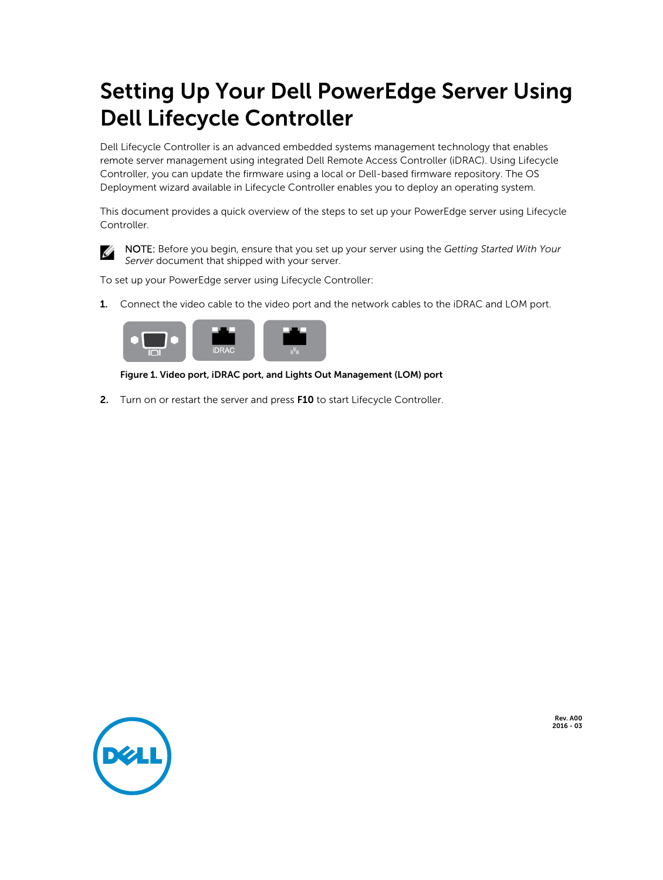# Setting Up Your Dell PowerEdge Server Using Dell Lifecycle Controller

Dell Lifecycle Controller is an advanced embedded systems management technology that enables remote server management using integrated Dell Remote Access Controller (iDRAC). Using Lifecycle Controller, you can update the firmware using a local or Dell-based firmware repository. The OS Deployment wizard available in Lifecycle Controller enables you to deploy an operating system.

This document provides a quick overview of the steps to set up your PowerEdge server using Lifecycle Controller.

NOTE: Before you begin, ensure that you set up your server using the *Getting Started With Your Server* document that shipped with your server.

To set up your PowerEdge server using Lifecycle Controller:

1. Connect the video cable to the video port and the network cables to the iDRAC and LOM port.

   **Figure 1. Video port, iDRAC port, and Lights Out Management (LOM) port**

2. Turn on or restart the server and press **F10** to start Lifecycle Controller.

Rev. A00
2016 - 03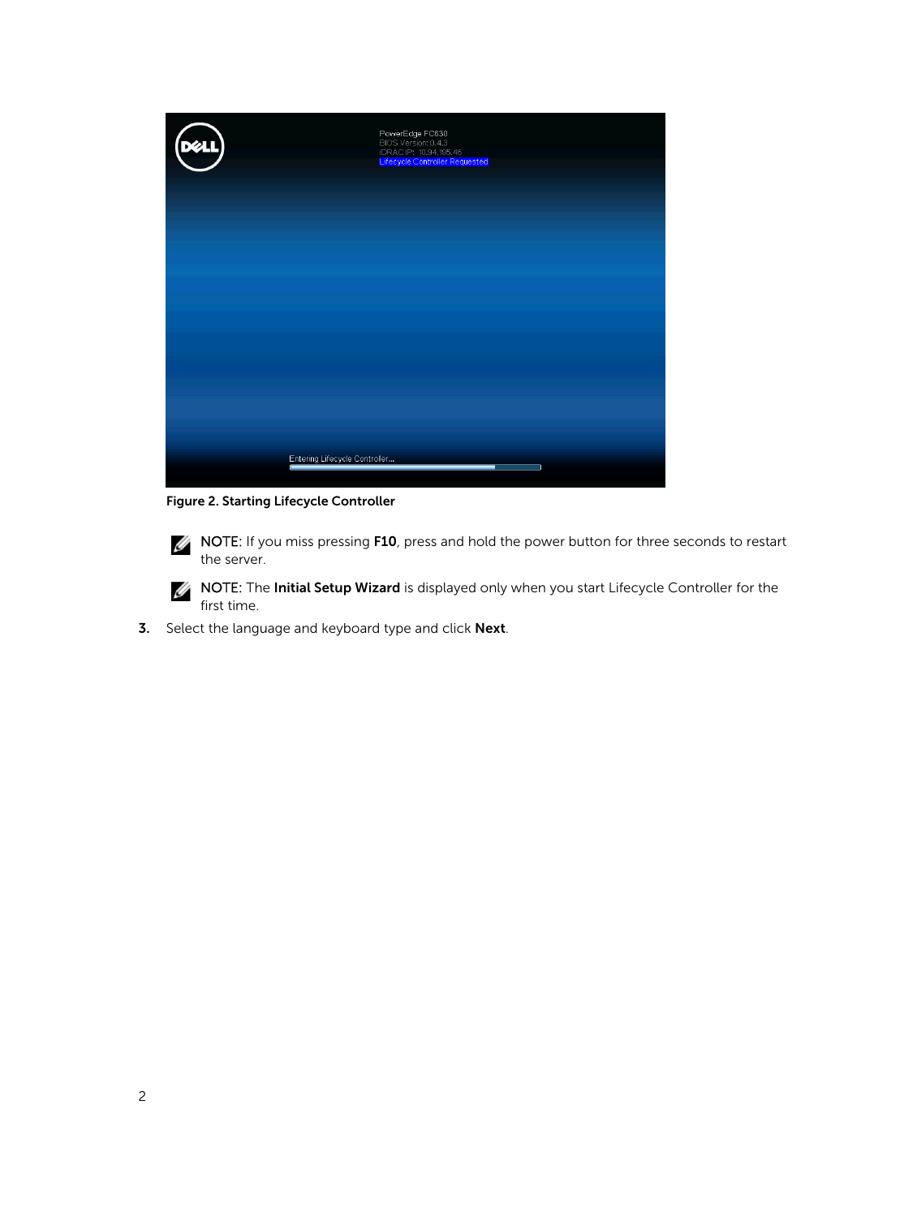Figure 2. Starting Lifecycle Controller

> **NOTE:** If you miss pressing **F10**, press and hold the power button for three seconds to restart the server.

> **NOTE:** The **Initial Setup Wizard** is displayed only when you start Lifecycle Controller for the first time.

3. Select the language and keyboard type and click **Next**.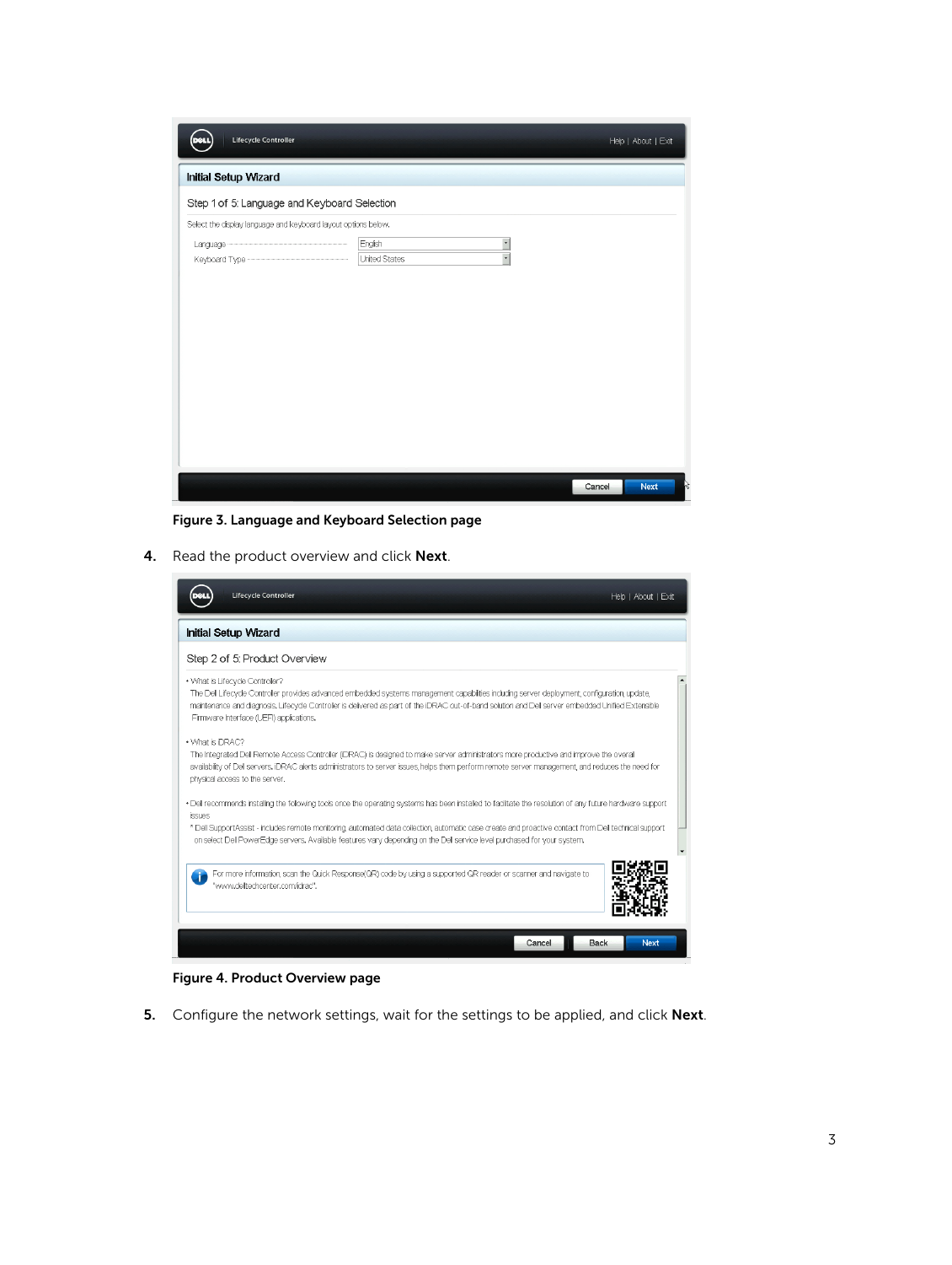Figure 3. Language and Keyboard Selection page

4. Read the product overview and click **Next**.

Figure 4. Product Overview page

5. Configure the network settings, wait for the settings to be applied, and click **Next**.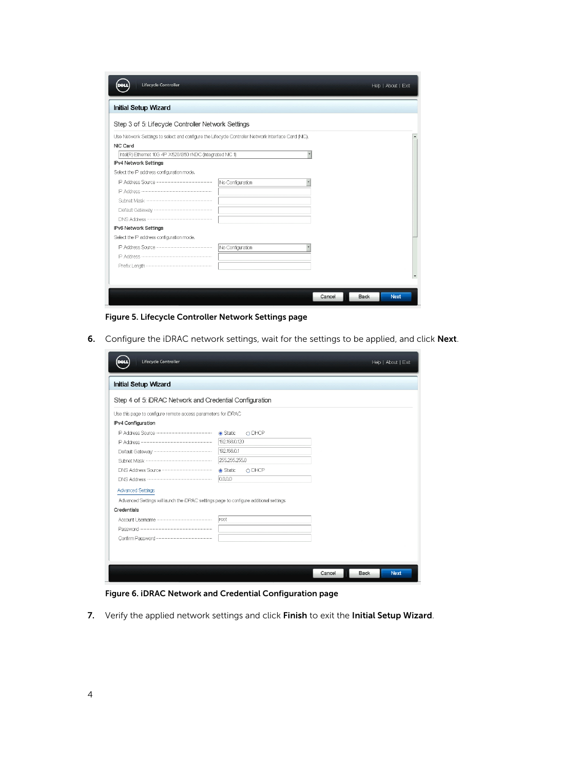Figure 5. Lifecycle Controller Network Settings page

6. Configure the iDRAC network settings, wait for the settings to be applied, and click **Next**.

Figure 6. iDRAC Network and Credential Configuration page

7. Verify the applied network settings and click **Finish** to exit the **Initial Setup Wizard**.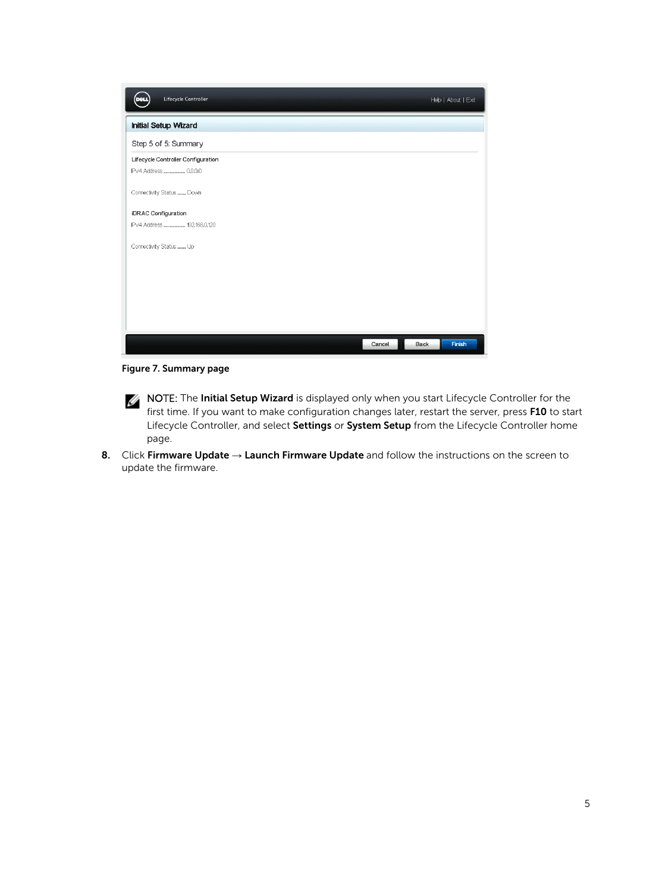Figure 7. Summary page

NOTE: The **Initial Setup Wizard** is displayed only when you start Lifecycle Controller for the first time. If you want to make configuration changes later, restart the server, press **F10** to start Lifecycle Controller, and select **Settings** or **System Setup** from the Lifecycle Controller home page.

8. Click **Firmware Update** → **Launch Firmware Update** and follow the instructions on the screen to update the firmware.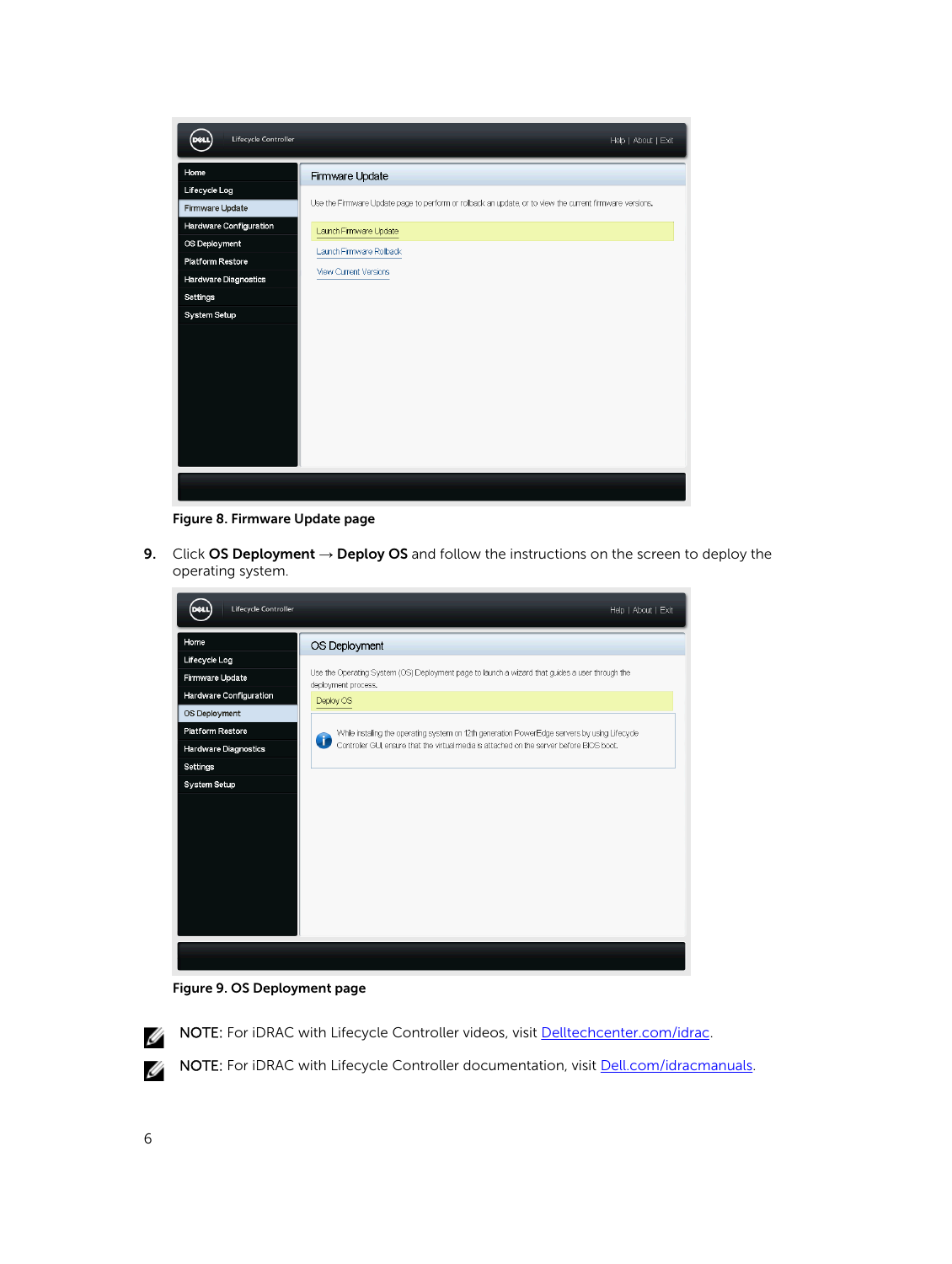Figure 8. Firmware Update page

9. Click **OS Deployment** → **Deploy OS** and follow the instructions on the screen to deploy the operating system.

Figure 9. OS Deployment page

NOTE: For iDRAC with Lifecycle Controller videos, visit [Delltechcenter.com/idrac](Delltechcenter.com/idrac).

NOTE: For iDRAC with Lifecycle Controller documentation, visit [Dell.com/idracmanuals](Dell.com/idracmanuals).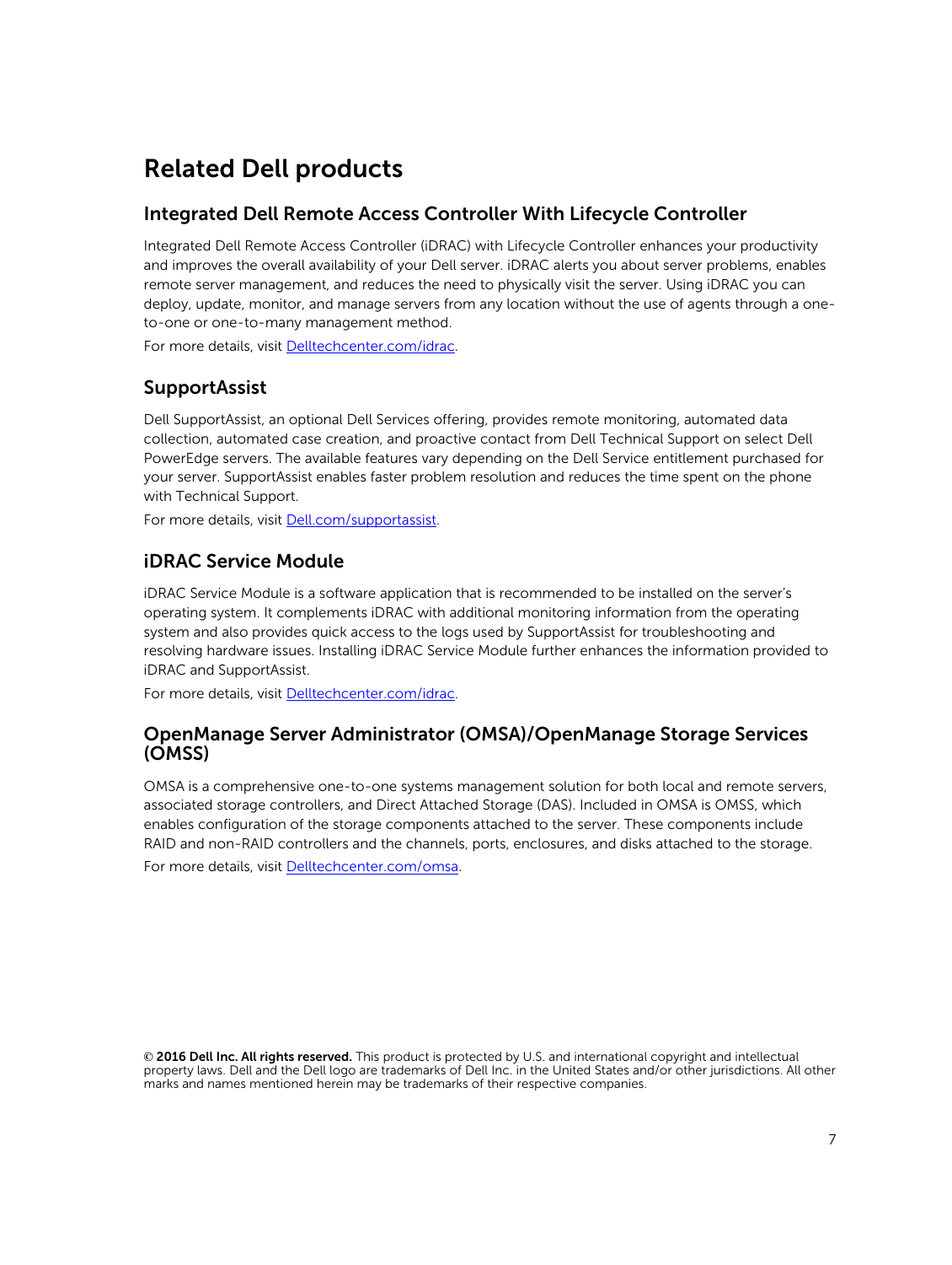# Related Dell products

## Integrated Dell Remote Access Controller With Lifecycle Controller

Integrated Dell Remote Access Controller (iDRAC) with Lifecycle Controller enhances your productivity and improves the overall availability of your Dell server. iDRAC alerts you about server problems, enables remote server management, and reduces the need to physically visit the server. Using iDRAC you can deploy, update, monitor, and manage servers from any location without the use of agents through a one-to-one or one-to-many management method.

For more details, visit Delltechcenter.com/idrac.

## SupportAssist

Dell SupportAssist, an optional Dell Services offering, provides remote monitoring, automated data collection, automated case creation, and proactive contact from Dell Technical Support on select Dell PowerEdge servers. The available features vary depending on the Dell Service entitlement purchased for your server. SupportAssist enables faster problem resolution and reduces the time spent on the phone with Technical Support.

For more details, visit Dell.com/supportassist.

## iDRAC Service Module

iDRAC Service Module is a software application that is recommended to be installed on the server's operating system. It complements iDRAC with additional monitoring information from the operating system and also provides quick access to the logs used by SupportAssist for troubleshooting and resolving hardware issues. Installing iDRAC Service Module further enhances the information provided to iDRAC and SupportAssist.

For more details, visit Delltechcenter.com/idrac.

## OpenManage Server Administrator (OMSA)/OpenManage Storage Services (OMSS)

OMSA is a comprehensive one-to-one systems management solution for both local and remote servers, associated storage controllers, and Direct Attached Storage (DAS). Included in OMSA is OMSS, which enables configuration of the storage components attached to the server. These components include RAID and non-RAID controllers and the channels, ports, enclosures, and disks attached to the storage.

For more details, visit Delltechcenter.com/omsa.

© **2016 Dell Inc. All rights reserved.** This product is protected by U.S. and international copyright and intellectual property laws. Dell and the Dell logo are trademarks of Dell Inc. in the United States and/or other jurisdictions. All other marks and names mentioned herein may be trademarks of their respective companies.